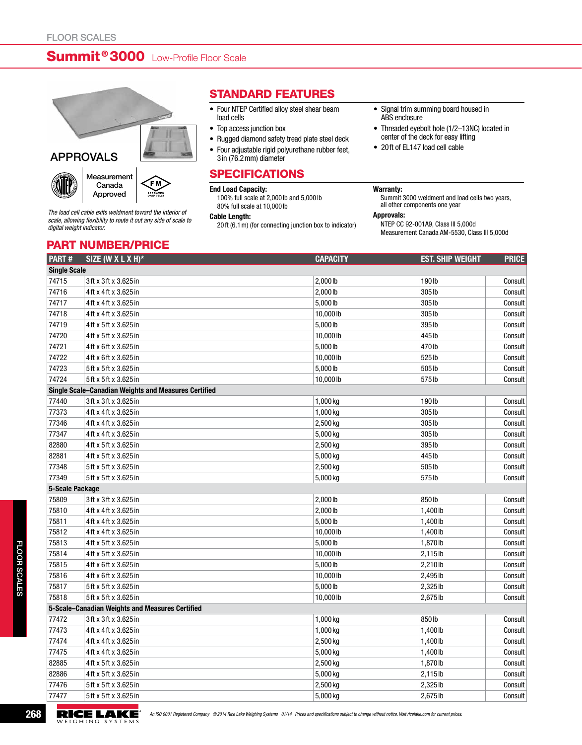FLOOR SCALES

# Summit® 3000 Low-Profile Floor Scale

## APPROVALS

Measurement Canada Approved

*The load cell cable exits weldment toward the interior of scale, allowing flexibility to route it out any side of scale to digital weight indicator.*

## STANDARD FEATURES

- Four NTEP Certified alloy steel shear beam load cells
- Top access junction box
- Rugged diamond safety tread plate steel deck
- Four adjustable rigid polyurethane rubber feet, 3 in (76.2 mm) diameter
- Signal trim summing board housed in ABS enclosure
- Threaded eyebolt hole (1/2–13NC) located in center of the deck for easy lifting
- 20 ft of EL147 load cell cable

## SPECIFICATIONS

**End Load Capacity:**
100% full scale at 2,000 lb and 5,000 lb
80% full scale at 10,000 lb

**Cable Length:**
20 ft (6.1 m) (for connecting junction box to indicator)

**Warranty:**
Summit 3000 weldment and load cells two years, all other components one year

**Approvals:**
NTEP CC 92-001A9, Class III 5,000d
Measurement Canada AM-5530, Class III 5,000d

## PART NUMBER/PRICE

| PART # | SIZE (W X L X H)* | CAPACITY | EST. SHIP WEIGHT | PRICE |
|---|---|---|---|---|
| **Single Scale** | | | | |
| 74715 | 3 ft x 3 ft x 3.625 in | 2,000 lb | 190 lb | Consult |
| 74716 | 4 ft x 4 ft x 3.625 in | 2,000 lb | 305 lb | Consult |
| 74717 | 4 ft x 4 ft x 3.625 in | 5,000 lb | 305 lb | Consult |
| 74718 | 4 ft x 4 ft x 3.625 in | 10,000 lb | 305 lb | Consult |
| 74719 | 4 ft x 5 ft x 3.625 in | 5,000 lb | 395 lb | Consult |
| 74720 | 4 ft x 5 ft x 3.625 in | 10,000 lb | 445 lb | Consult |
| 74721 | 4 ft x 6 ft x 3.625 in | 5,000 lb | 470 lb | Consult |
| 74722 | 4 ft x 6 ft x 3.625 in | 10,000 lb | 525 lb | Consult |
| 74723 | 5 ft x 5 ft x 3.625 in | 5,000 lb | 505 lb | Consult |
| 74724 | 5 ft x 5 ft x 3.625 in | 10,000 lb | 575 lb | Consult |
| **Single Scale–Canadian Weights and Measures Certified** | | | | |
| 77440 | 3 ft x 3 ft x 3.625 in | 1,000 kg | 190 lb | Consult |
| 77373 | 4 ft x 4 ft x 3.625 in | 1,000 kg | 305 lb | Consult |
| 77346 | 4 ft x 4 ft x 3.625 in | 2,500 kg | 305 lb | Consult |
| 77347 | 4 ft x 4 ft x 3.625 in | 5,000 kg | 305 lb | Consult |
| 82880 | 4 ft x 5 ft x 3.625 in | 2,500 kg | 395 lb | Consult |
| 82881 | 4 ft x 5 ft x 3.625 in | 5,000 kg | 445 lb | Consult |
| 77348 | 5 ft x 5 ft x 3.625 in | 2,500 kg | 505 lb | Consult |
| 77349 | 5 ft x 5 ft x 3.625 in | 5,000 kg | 575 lb | Consult |
| **5-Scale Package** | | | | |
| 75809 | 3 ft x 3 ft x 3.625 in | 2,000 lb | 850 lb | Consult |
| 75810 | 4 ft x 4 ft x 3.625 in | 2,000 lb | 1,400 lb | Consult |
| 75811 | 4 ft x 4 ft x 3.625 in | 5,000 lb | 1,400 lb | Consult |
| 75812 | 4 ft x 4 ft x 3.625 in | 10,000 lb | 1,400 lb | Consult |
| 75813 | 4 ft x 5 ft x 3.625 in | 5,000 lb | 1,870 lb | Consult |
| 75814 | 4 ft x 5 ft x 3.625 in | 10,000 lb | 2,115 lb | Consult |
| 75815 | 4 ft x 6 ft x 3.625 in | 5,000 lb | 2,210 lb | Consult |
| 75816 | 4 ft x 6 ft x 3.625 in | 10,000 lb | 2,495 lb | Consult |
| 75817 | 5 ft x 5 ft x 3.625 in | 5,000 lb | 2,325 lb | Consult |
| 75818 | 5 ft x 5 ft x 3.625 in | 10,000 lb | 2,675 lb | Consult |
| **5-Scale–Canadian Weights and Measures Certified** | | | | |
| 77472 | 3 ft x 3 ft x 3.625 in | 1,000 kg | 850 lb | Consult |
| 77473 | 4 ft x 4 ft x 3.625 in | 1,000 kg | 1,400 lb | Consult |
| 77474 | 4 ft x 4 ft x 3.625 in | 2,500 kg | 1,400 lb | Consult |
| 77475 | 4 ft x 4 ft x 3.625 in | 5,000 kg | 1,400 lb | Consult |
| 82885 | 4 ft x 5 ft x 3.625 in | 2,500 kg | 1,870 lb | Consult |
| 82886 | 4 ft x 5 ft x 3.625 in | 5,000 kg | 2,115 lb | Consult |
| 77476 | 5 ft x 5 ft x 3.625 in | 2,500 kg | 2,325 lb | Consult |
| 77477 | 5 ft x 5 ft x 3.625 in | 5,000 kg | 2,675 lb | Consult |

An ISO 9001 Registered Company © 2014 Rice Lake Weighing Systems 01/14 Prices and specifications subject to change without notice. Visit ricelake.com for current prices.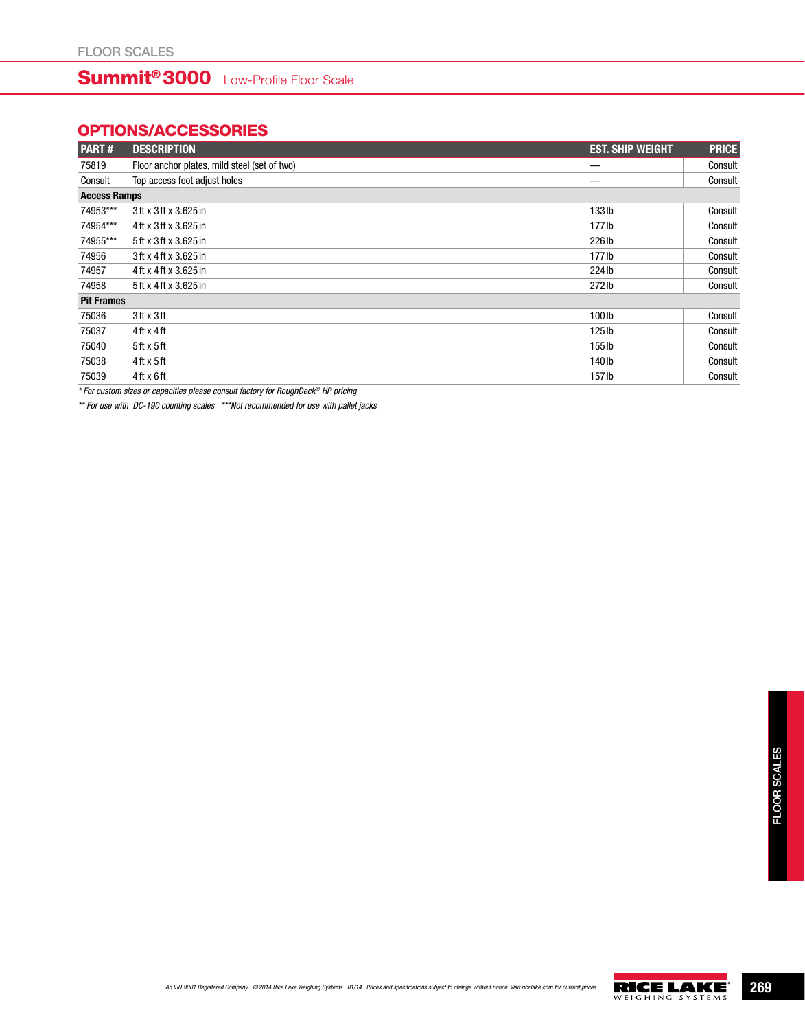# Summit® 3000 Low-Profile Floor Scale

## OPTIONS/ACCESSORIES

| PART # | DESCRIPTION | EST. SHIP WEIGHT | PRICE |
|---|---|---|---|
| 75819 | Floor anchor plates, mild steel (set of two) | — | Consult |
| Consult | Top access foot adjust holes | — | Consult |
| **Access Ramps** | | | |
| 74953*** | 3 ft x 3 ft x 3.625 in | 133 lb | Consult |
| 74954*** | 4 ft x 3 ft x 3.625 in | 177 lb | Consult |
| 74955*** | 5 ft x 3 ft x 3.625 in | 226 lb | Consult |
| 74956 | 3 ft x 4 ft x 3.625 in | 177 lb | Consult |
| 74957 | 4 ft x 4 ft x 3.625 in | 224 lb | Consult |
| 74958 | 5 ft x 4 ft x 3.625 in | 272 lb | Consult |
| **Pit Frames** | | | |
| 75036 | 3 ft x 3 ft | 100 lb | Consult |
| 75037 | 4 ft x 4 ft | 125 lb | Consult |
| 75040 | 5 ft x 5 ft | 155 lb | Consult |
| 75038 | 4 ft x 5 ft | 140 lb | Consult |
| 75039 | 4 ft x 6 ft | 157 lb | Consult |

*\* For custom sizes or capacities please consult factory for RoughDeck® HP pricing*

*\*\* For use with DC-190 counting scales \*\*\*Not recommended for use with pallet jacks*

An ISO 9001 Registered Company © 2014 Rice Lake Weighing Systems 01/14 Prices and specifications subject to change without notice. Visit ricelake.com for current prices.